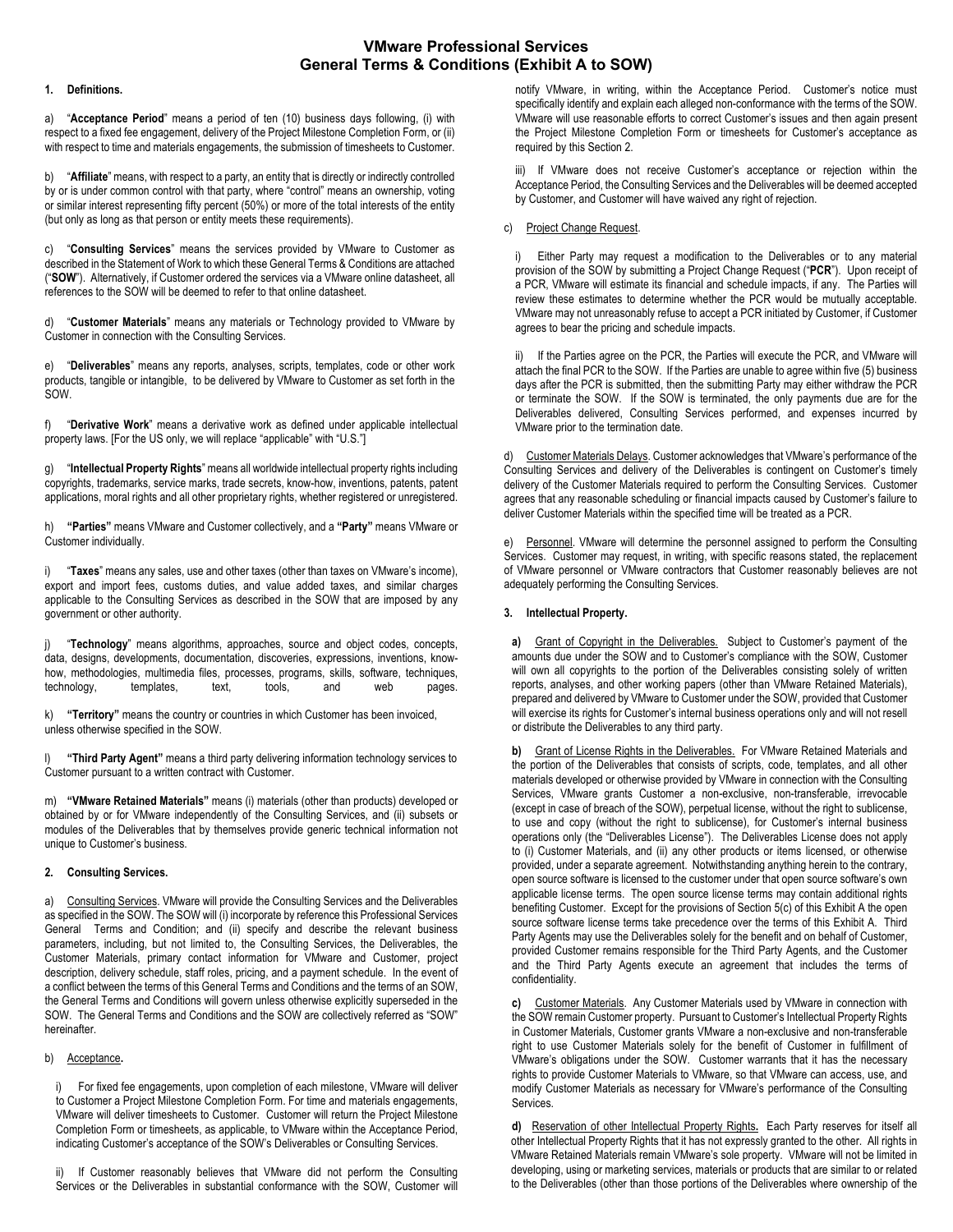# VMware Professional Services
# General Terms & Conditions (Exhibit A to SOW)

## 1. Definitions.

a) "**Acceptance Period**" means a period of ten (10) business days following, (i) with respect to a fixed fee engagement, delivery of the Project Milestone Completion Form, or (ii) with respect to time and materials engagements, the submission of timesheets to Customer.

b) "**Affiliate**" means, with respect to a party, an entity that is directly or indirectly controlled by or is under common control with that party, where "control" means an ownership, voting or similar interest representing fifty percent (50%) or more of the total interests of the entity (but only as long as that person or entity meets these requirements).

c) "**Consulting Services**" means the services provided by VMware to Customer as described in the Statement of Work to which these General Terms & Conditions are attached ("**SOW**"). Alternatively, if Customer ordered the services via a VMware online datasheet, all references to the SOW will be deemed to refer to that online datasheet.

d) "**Customer Materials**" means any materials or Technology provided to VMware by Customer in connection with the Consulting Services.

e) "**Deliverables**" means any reports, analyses, scripts, templates, code or other work products, tangible or intangible, to be delivered by VMware to Customer as set forth in the SOW.

f) "**Derivative Work**" means a derivative work as defined under applicable intellectual property laws. [For the US only, we will replace "applicable" with "U.S."]

g) "**Intellectual Property Rights**" means all worldwide intellectual property rights including copyrights, trademarks, service marks, trade secrets, know-how, inventions, patents, patent applications, moral rights and all other proprietary rights, whether registered or unregistered.

h) **"Parties"** means VMware and Customer collectively, and a **"Party"** means VMware or Customer individually.

i) "**Taxes**" means any sales, use and other taxes (other than taxes on VMware's income), export and import fees, customs duties, and value added taxes, and similar charges applicable to the Consulting Services as described in the SOW that are imposed by any government or other authority.

j) "**Technology**" means algorithms, approaches, source and object codes, concepts, data, designs, developments, documentation, discoveries, expressions, inventions, know-how, methodologies, multimedia files, processes, programs, skills, software, techniques, technology, templates, text, tools, and web pages.

k) **"Territory"** means the country or countries in which Customer has been invoiced, unless otherwise specified in the SOW.

l) **"Third Party Agent"** means a third party delivering information technology services to Customer pursuant to a written contract with Customer.

m) **"VMware Retained Materials"** means (i) materials (other than products) developed or obtained by or for VMware independently of the Consulting Services, and (ii) subsets or modules of the Deliverables that by themselves provide generic technical information not unique to Customer's business.

## 2. Consulting Services.

a) Consulting Services. VMware will provide the Consulting Services and the Deliverables as specified in the SOW. The SOW will (i) incorporate by reference this Professional Services General Terms and Condition; and (ii) specify and describe the relevant business parameters, including, but not limited to, the Consulting Services, the Deliverables, the Customer Materials, primary contact information for VMware and Customer, project description, delivery schedule, staff roles, pricing, and a payment schedule. In the event of a conflict between the terms of this General Terms and Conditions and the terms of an SOW, the General Terms and Conditions will govern unless otherwise explicitly superseded in the SOW. The General Terms and Conditions and the SOW are collectively referred as "SOW" hereinafter.

b) Acceptance**.**

i) For fixed fee engagements, upon completion of each milestone, VMware will deliver to Customer a Project Milestone Completion Form. For time and materials engagements, VMware will deliver timesheets to Customer. Customer will return the Project Milestone Completion Form or timesheets, as applicable, to VMware within the Acceptance Period, indicating Customer's acceptance of the SOW's Deliverables or Consulting Services.

ii) If Customer reasonably believes that VMware did not perform the Consulting Services or the Deliverables in substantial conformance with the SOW, Customer will notify VMware, in writing, within the Acceptance Period. Customer's notice must specifically identify and explain each alleged non-conformance with the terms of the SOW. VMware will use reasonable efforts to correct Customer's issues and then again present the Project Milestone Completion Form or timesheets for Customer's acceptance as required by this Section 2.

iii) If VMware does not receive Customer's acceptance or rejection within the Acceptance Period, the Consulting Services and the Deliverables will be deemed accepted by Customer, and Customer will have waived any right of rejection.

c) Project Change Request.

i) Either Party may request a modification to the Deliverables or to any material provision of the SOW by submitting a Project Change Request ("**PCR**"). Upon receipt of a PCR, VMware will estimate its financial and schedule impacts, if any. The Parties will review these estimates to determine whether the PCR would be mutually acceptable. VMware may not unreasonably refuse to accept a PCR initiated by Customer, if Customer agrees to bear the pricing and schedule impacts.

ii) If the Parties agree on the PCR, the Parties will execute the PCR, and VMware will attach the final PCR to the SOW. If the Parties are unable to agree within five (5) business days after the PCR is submitted, then the submitting Party may either withdraw the PCR or terminate the SOW. If the SOW is terminated, the only payments due are for the Deliverables delivered, Consulting Services performed, and expenses incurred by VMware prior to the termination date.

d) Customer Materials Delays. Customer acknowledges that VMware's performance of the Consulting Services and delivery of the Deliverables is contingent on Customer's timely delivery of the Customer Materials required to perform the Consulting Services. Customer agrees that any reasonable scheduling or financial impacts caused by Customer's failure to deliver Customer Materials within the specified time will be treated as a PCR.

e) Personnel. VMware will determine the personnel assigned to perform the Consulting Services. Customer may request, in writing, with specific reasons stated, the replacement of VMware personnel or VMware contractors that Customer reasonably believes are not adequately performing the Consulting Services.

## 3. Intellectual Property.

**a)** Grant of Copyright in the Deliverables. Subject to Customer's payment of the amounts due under the SOW and to Customer's compliance with the SOW, Customer will own all copyrights to the portion of the Deliverables consisting solely of written reports, analyses, and other working papers (other than VMware Retained Materials), prepared and delivered by VMware to Customer under the SOW, provided that Customer will exercise its rights for Customer's internal business operations only and will not resell or distribute the Deliverables to any third party.

**b)** Grant of License Rights in the Deliverables. For VMware Retained Materials and the portion of the Deliverables that consists of scripts, code, templates, and all other materials developed or otherwise provided by VMware in connection with the Consulting Services, VMware grants Customer a non-exclusive, non-transferable, irrevocable (except in case of breach of the SOW), perpetual license, without the right to sublicense, to use and copy (without the right to sublicense), for Customer's internal business operations only (the "Deliverables License"). The Deliverables License does not apply to (i) Customer Materials, and (ii) any other products or items licensed, or otherwise provided, under a separate agreement. Notwithstanding anything herein to the contrary, open source software is licensed to the customer under that open source software's own applicable license terms. The open source license terms may contain additional rights benefiting Customer. Except for the provisions of Section 5(c) of this Exhibit A the open source software license terms take precedence over the terms of this Exhibit A. Third Party Agents may use the Deliverables solely for the benefit and on behalf of Customer, provided Customer remains responsible for the Third Party Agents, and the Customer and the Third Party Agents execute an agreement that includes the terms of confidentiality.

**c)** Customer Materials. Any Customer Materials used by VMware in connection with the SOW remain Customer property. Pursuant to Customer's Intellectual Property Rights in Customer Materials, Customer grants VMware a non-exclusive and non-transferable right to use Customer Materials solely for the benefit of Customer in fulfillment of VMware's obligations under the SOW. Customer warrants that it has the necessary rights to provide Customer Materials to VMware, so that VMware can access, use, and modify Customer Materials as necessary for VMware's performance of the Consulting Services.

**d)** Reservation of other Intellectual Property Rights**.** Each Party reserves for itself all other Intellectual Property Rights that it has not expressly granted to the other. All rights in VMware Retained Materials remain VMware's sole property. VMware will not be limited in developing, using or marketing services, materials or products that are similar to or related to the Deliverables (other than those portions of the Deliverables where ownership of the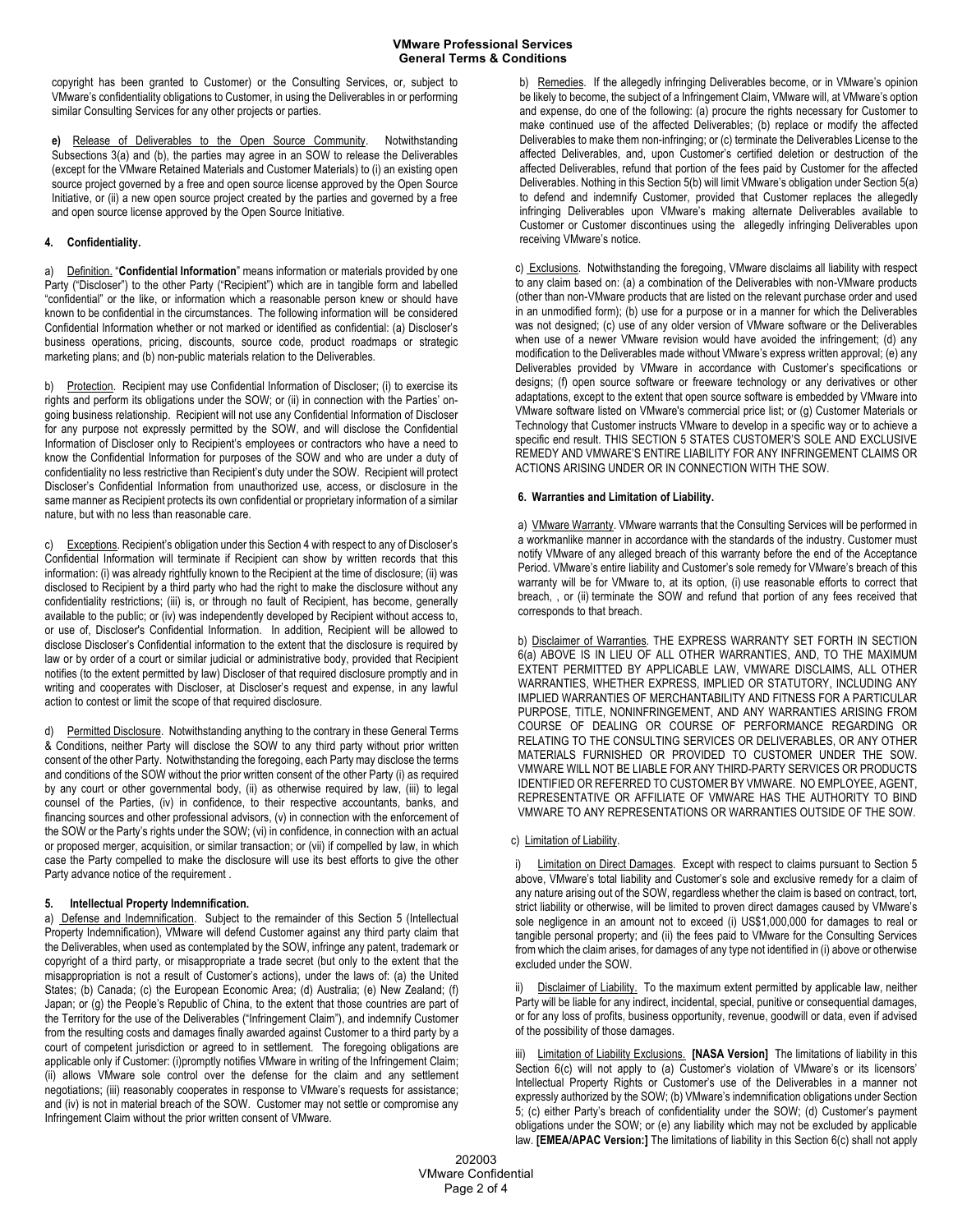copyright has been granted to Customer) or the Consulting Services, or, subject to VMware's confidentiality obligations to Customer, in using the Deliverables in or performing similar Consulting Services for any other projects or parties.

**e)** Release of Deliverables to the Open Source Community. Notwithstanding Subsections 3(a) and (b), the parties may agree in an SOW to release the Deliverables (except for the VMware Retained Materials and Customer Materials) to (i) an existing open source project governed by a free and open source license approved by the Open Source Initiative, or (ii) a new open source project created by the parties and governed by a free and open source license approved by the Open Source Initiative.

#### 4. Confidentiality.

a) Definition. "**Confidential Information**" means information or materials provided by one Party ("Discloser") to the other Party ("Recipient") which are in tangible form and labelled "confidential" or the like, or information which a reasonable person knew or should have known to be confidential in the circumstances. The following information will be considered Confidential Information whether or not marked or identified as confidential: (a) Discloser's business operations, pricing, discounts, source code, product roadmaps or strategic marketing plans; and (b) non-public materials relation to the Deliverables.

b) Protection. Recipient may use Confidential Information of Discloser; (i) to exercise its rights and perform its obligations under the SOW; or (ii) in connection with the Parties' on-going business relationship. Recipient will not use any Confidential Information of Discloser for any purpose not expressly permitted by the SOW, and will disclose the Confidential Information of Discloser only to Recipient's employees or contractors who have a need to know the Confidential Information for purposes of the SOW and who are under a duty of confidentiality no less restrictive than Recipient's duty under the SOW. Recipient will protect Discloser's Confidential Information from unauthorized use, access, or disclosure in the same manner as Recipient protects its own confidential or proprietary information of a similar nature, but with no less than reasonable care.

c) Exceptions. Recipient's obligation under this Section 4 with respect to any of Discloser's Confidential Information will terminate if Recipient can show by written records that this information: (i) was already rightfully known to the Recipient at the time of disclosure; (ii) was disclosed to Recipient by a third party who had the right to make the disclosure without any confidentiality restrictions; (iii) is, or through no fault of Recipient, has become, generally available to the public; or (iv) was independently developed by Recipient without access to, or use of, Discloser's Confidential Information. In addition, Recipient will be allowed to disclose Discloser's Confidential information to the extent that the disclosure is required by law or by order of a court or similar judicial or administrative body, provided that Recipient notifies (to the extent permitted by law) Discloser of that required disclosure promptly and in writing and cooperates with Discloser, at Discloser's request and expense, in any lawful action to contest or limit the scope of that required disclosure.

d) Permitted Disclosure. Notwithstanding anything to the contrary in these General Terms & Conditions, neither Party will disclose the SOW to any third party without prior written consent of the other Party. Notwithstanding the foregoing, each Party may disclose the terms and conditions of the SOW without the prior written consent of the other Party (i) as required by any court or other governmental body, (ii) as otherwise required by law, (iii) to legal counsel of the Parties, (iv) in confidence, to their respective accountants, banks, and financing sources and other professional advisors, (v) in connection with the enforcement of the SOW or the Party's rights under the SOW; (vi) in confidence, in connection with an actual or proposed merger, acquisition, or similar transaction; or (vii) if compelled by law, in which case the Party compelled to make the disclosure will use its best efforts to give the other Party advance notice of the requirement .

#### 5. Intellectual Property Indemnification.

a) Defense and Indemnification. Subject to the remainder of this Section 5 (Intellectual Property Indemnification), VMware will defend Customer against any third party claim that the Deliverables, when used as contemplated by the SOW, infringe any patent, trademark or copyright of a third party, or misappropriate a trade secret (but only to the extent that the misappropriation is not a result of Customer's actions), under the laws of: (a) the United States; (b) Canada; (c) the European Economic Area; (d) Australia; (e) New Zealand; (f) Japan; or (g) the People's Republic of China, to the extent that those countries are part of the Territory for the use of the Deliverables ("Infringement Claim"), and indemnify Customer from the resulting costs and damages finally awarded against Customer to a third party by a court of competent jurisdiction or agreed to in settlement. The foregoing obligations are applicable only if Customer: (i)promptly notifies VMware in writing of the Infringement Claim; (ii) allows VMware sole control over the defense for the claim and any settlement negotiations; (iii) reasonably cooperates in response to VMware's requests for assistance; and (iv) is not in material breach of the SOW. Customer may not settle or compromise any Infringement Claim without the prior written consent of VMware.

b) Remedies. If the allegedly infringing Deliverables become, or in VMware's opinion be likely to become, the subject of a Infringement Claim, VMware will, at VMware's option and expense, do one of the following: (a) procure the rights necessary for Customer to make continued use of the affected Deliverables; (b) replace or modify the affected Deliverables to make them non-infringing; or (c) terminate the Deliverables License to the affected Deliverables, and, upon Customer's certified deletion or destruction of the affected Deliverables, refund that portion of the fees paid by Customer for the affected Deliverables. Nothing in this Section 5(b) will limit VMware's obligation under Section 5(a) to defend and indemnify Customer, provided that Customer replaces the allegedly infringing Deliverables upon VMware's making alternate Deliverables available to Customer or Customer discontinues using the allegedly infringing Deliverables upon receiving VMware's notice.

c) Exclusions. Notwithstanding the foregoing, VMware disclaims all liability with respect to any claim based on: (a) a combination of the Deliverables with non-VMware products (other than non-VMware products that are listed on the relevant purchase order and used in an unmodified form); (b) use for a purpose or in a manner for which the Deliverables was not designed; (c) use of any older version of VMware software or the Deliverables when use of a newer VMware revision would have avoided the infringement; (d) any modification to the Deliverables made without VMware's express written approval; (e) any Deliverables provided by VMware in accordance with Customer's specifications or designs; (f) open source software or freeware technology or any derivatives or other adaptations, except to the extent that open source software is embedded by VMware into VMware software listed on VMware's commercial price list; or (g) Customer Materials or Technology that Customer instructs VMware to develop in a specific way or to achieve a specific end result. THIS SECTION 5 STATES CUSTOMER'S SOLE AND EXCLUSIVE REMEDY AND VMWARE'S ENTIRE LIABILITY FOR ANY INFRINGEMENT CLAIMS OR ACTIONS ARISING UNDER OR IN CONNECTION WITH THE SOW.

#### 6. Warranties and Limitation of Liability.

a) VMware Warranty. VMware warrants that the Consulting Services will be performed in a workmanlike manner in accordance with the standards of the industry. Customer must notify VMware of any alleged breach of this warranty before the end of the Acceptance Period. VMware's entire liability and Customer's sole remedy for VMware's breach of this warranty will be for VMware to, at its option, (i) use reasonable efforts to correct that breach, , or (ii) terminate the SOW and refund that portion of any fees received that corresponds to that breach.

b) Disclaimer of Warranties. THE EXPRESS WARRANTY SET FORTH IN SECTION 6(a) ABOVE IS IN LIEU OF ALL OTHER WARRANTIES, AND, TO THE MAXIMUM EXTENT PERMITTED BY APPLICABLE LAW, VMWARE DISCLAIMS, ALL OTHER WARRANTIES, WHETHER EXPRESS, IMPLIED OR STATUTORY, INCLUDING ANY IMPLIED WARRANTIES OF MERCHANTABILITY AND FITNESS FOR A PARTICULAR PURPOSE, TITLE, NONINFRINGEMENT, AND ANY WARRANTIES ARISING FROM COURSE OF DEALING OR COURSE OF PERFORMANCE REGARDING OR RELATING TO THE CONSULTING SERVICES OR DELIVERABLES, OR ANY OTHER MATERIALS FURNISHED OR PROVIDED TO CUSTOMER UNDER THE SOW. VMWARE WILL NOT BE LIABLE FOR ANY THIRD-PARTY SERVICES OR PRODUCTS IDENTIFIED OR REFERRED TO CUSTOMER BY VMWARE. NO EMPLOYEE, AGENT, REPRESENTATIVE OR AFFILIATE OF VMWARE HAS THE AUTHORITY TO BIND VMWARE TO ANY REPRESENTATIONS OR WARRANTIES OUTSIDE OF THE SOW.

c) Limitation of Liability.

i) Limitation on Direct Damages. Except with respect to claims pursuant to Section 5 above, VMware's total liability and Customer's sole and exclusive remedy for a claim of any nature arising out of the SOW, regardless whether the claim is based on contract, tort, strict liability or otherwise, will be limited to proven direct damages caused by VMware's sole negligence in an amount not to exceed (i) US$1,000,000 for damages to real or tangible personal property; and (ii) the fees paid to VMware for the Consulting Services from which the claim arises, for damages of any type not identified in (i) above or otherwise excluded under the SOW.

ii) Disclaimer of Liability. To the maximum extent permitted by applicable law, neither Party will be liable for any indirect, incidental, special, punitive or consequential damages, or for any loss of profits, business opportunity, revenue, goodwill or data, even if advised of the possibility of those damages.

iii) Limitation of Liability Exclusions. **[NASA Version]** The limitations of liability in this Section 6(c) will not apply to (a) Customer's violation of VMware's or its licensors' Intellectual Property Rights or Customer's use of the Deliverables in a manner not expressly authorized by the SOW; (b) VMware's indemnification obligations under Section 5; (c) either Party's breach of confidentiality under the SOW; (d) Customer's payment obligations under the SOW; or (e) any liability which may not be excluded by applicable law. **[EMEA/APAC Version:]** The limitations of liability in this Section 6(c) shall not apply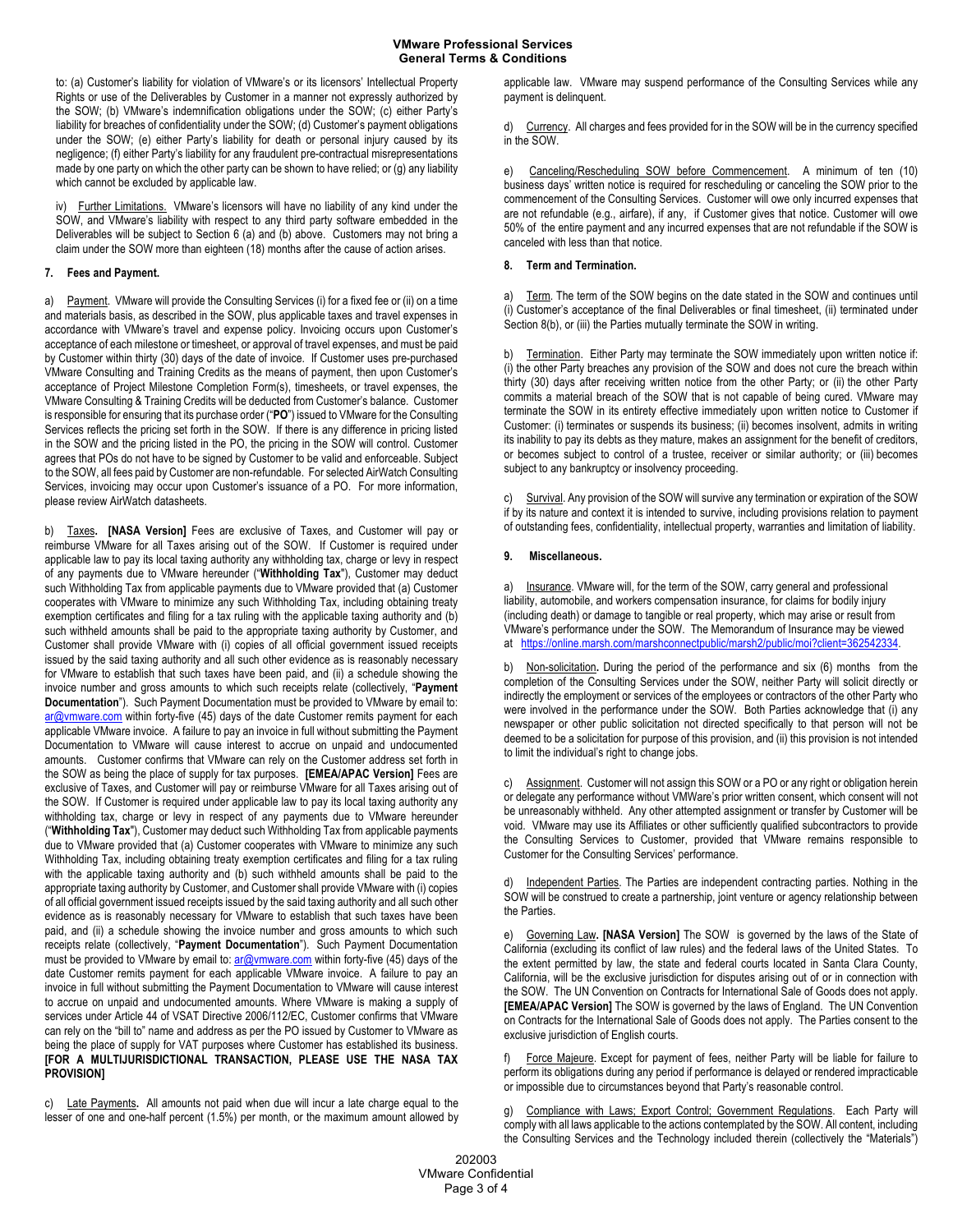to: (a) Customer's liability for violation of VMware's or its licensors' Intellectual Property Rights or use of the Deliverables by Customer in a manner not expressly authorized by the SOW; (b) VMware's indemnification obligations under the SOW; (c) either Party's liability for breaches of confidentiality under the SOW; (d) Customer's payment obligations under the SOW; (e) either Party's liability for death or personal injury caused by its negligence; (f) either Party's liability for any fraudulent pre-contractual misrepresentations made by one party on which the other party can be shown to have relied; or (g) any liability which cannot be excluded by applicable law.

iv) Further Limitations. VMware's licensors will have no liability of any kind under the SOW, and VMware's liability with respect to any third party software embedded in the Deliverables will be subject to Section 6 (a) and (b) above. Customers may not bring a claim under the SOW more than eighteen (18) months after the cause of action arises.

**7. Fees and Payment.**

a) Payment. VMware will provide the Consulting Services (i) for a fixed fee or (ii) on a time and materials basis, as described in the SOW, plus applicable taxes and travel expenses in accordance with VMware's travel and expense policy. Invoicing occurs upon Customer's acceptance of each milestone or timesheet, or approval of travel expenses, and must be paid by Customer within thirty (30) days of the date of invoice. If Customer uses pre-purchased VMware Consulting and Training Credits as the means of payment, then upon Customer's acceptance of Project Milestone Completion Form(s), timesheets, or travel expenses, the VMware Consulting & Training Credits will be deducted from Customer's balance. Customer is responsible for ensuring that its purchase order ("**PO**") issued to VMware for the Consulting Services reflects the pricing set forth in the SOW. If there is any difference in pricing listed in the SOW and the pricing listed in the PO, the pricing in the SOW will control. Customer agrees that POs do not have to be signed by Customer to be valid and enforceable. Subject to the SOW, all fees paid by Customer are non-refundable. For selected AirWatch Consulting Services, invoicing may occur upon Customer's issuance of a PO. For more information, please review AirWatch datasheets.

b) Taxes**. [NASA Version]** Fees are exclusive of Taxes, and Customer will pay or reimburse VMware for all Taxes arising out of the SOW. If Customer is required under applicable law to pay its local taxing authority any withholding tax, charge or levy in respect of any payments due to VMware hereunder ("**Withholding Tax**"), Customer may deduct such Withholding Tax from applicable payments due to VMware provided that (a) Customer cooperates with VMware to minimize any such Withholding Tax, including obtaining treaty exemption certificates and filing for a tax ruling with the applicable taxing authority and (b) such withheld amounts shall be paid to the appropriate taxing authority by Customer, and Customer shall provide VMware with (i) copies of all official government issued receipts issued by the said taxing authority and all such other evidence as is reasonably necessary for VMware to establish that such taxes have been paid, and (ii) a schedule showing the invoice number and gross amounts to which such receipts relate (collectively, "**Payment Documentation**"). Such Payment Documentation must be provided to VMware by email to: ar@vmware.com within forty-five (45) days of the date Customer remits payment for each applicable VMware invoice. A failure to pay an invoice in full without submitting the Payment Documentation to VMware will cause interest to accrue on unpaid and undocumented amounts. Customer confirms that VMware can rely on the Customer address set forth in the SOW as being the place of supply for tax purposes. **[EMEA/APAC Version]** Fees are exclusive of Taxes, and Customer will pay or reimburse VMware for all Taxes arising out of the SOW. If Customer is required under applicable law to pay its local taxing authority any withholding tax, charge or levy in respect of any payments due to VMware hereunder ("**Withholding Tax**"), Customer may deduct such Withholding Tax from applicable payments due to VMware provided that (a) Customer cooperates with VMware to minimize any such Withholding Tax, including obtaining treaty exemption certificates and filing for a tax ruling with the applicable taxing authority and (b) such withheld amounts shall be paid to the appropriate taxing authority by Customer, and Customer shall provide VMware with (i) copies of all official government issued receipts issued by the said taxing authority and all such other evidence as is reasonably necessary for VMware to establish that such taxes have been paid, and (ii) a schedule showing the invoice number and gross amounts to which such receipts relate (collectively, "**Payment Documentation**"). Such Payment Documentation must be provided to VMware by email to: ar@vmware.com within forty-five (45) days of the date Customer remits payment for each applicable VMware invoice. A failure to pay an invoice in full without submitting the Payment Documentation to VMware will cause interest to accrue on unpaid and undocumented amounts. Where VMware is making a supply of services under Article 44 of VSAT Directive 2006/112/EC, Customer confirms that VMware can rely on the "bill to" name and address as per the PO issued by Customer to VMware as being the place of supply for VAT purposes where Customer has established its business. **[FOR A MULTIJURISDICTIONAL TRANSACTION, PLEASE USE THE NASA TAX PROVISION]**

c) Late Payments**.** All amounts not paid when due will incur a late charge equal to the lesser of one and one-half percent (1.5%) per month, or the maximum amount allowed by applicable law. VMware may suspend performance of the Consulting Services while any payment is delinquent.

d) Currency. All charges and fees provided for in the SOW will be in the currency specified in the SOW.

e) Canceling/Rescheduling SOW before Commencement. A minimum of ten (10) business days' written notice is required for rescheduling or canceling the SOW prior to the commencement of the Consulting Services. Customer will owe only incurred expenses that are not refundable (e.g., airfare), if any, if Customer gives that notice. Customer will owe 50% of the entire payment and any incurred expenses that are not refundable if the SOW is canceled with less than that notice.

**8. Term and Termination.**

a) Term. The term of the SOW begins on the date stated in the SOW and continues until (i) Customer's acceptance of the final Deliverables or final timesheet, (ii) terminated under Section 8(b), or (iii) the Parties mutually terminate the SOW in writing.

b) Termination. Either Party may terminate the SOW immediately upon written notice if: (i) the other Party breaches any provision of the SOW and does not cure the breach within thirty (30) days after receiving written notice from the other Party; or (ii) the other Party commits a material breach of the SOW that is not capable of being cured. VMware may terminate the SOW in its entirety effective immediately upon written notice to Customer if Customer: (i) terminates or suspends its business; (ii) becomes insolvent, admits in writing its inability to pay its debts as they mature, makes an assignment for the benefit of creditors, or becomes subject to control of a trustee, receiver or similar authority; or (iii) becomes subject to any bankruptcy or insolvency proceeding.

c) Survival. Any provision of the SOW will survive any termination or expiration of the SOW if by its nature and context it is intended to survive, including provisions relation to payment of outstanding fees, confidentiality, intellectual property, warranties and limitation of liability.

**9. Miscellaneous.**

a) Insurance. VMware will, for the term of the SOW, carry general and professional liability, automobile, and workers compensation insurance, for claims for bodily injury (including death) or damage to tangible or real property, which may arise or result from VMware's performance under the SOW. The Memorandum of Insurance may be viewed at https://online.marsh.com/marshconnectpublic/marsh2/public/moi?client=362542334.

b) Non-solicitation**.** During the period of the performance and six (6) months from the completion of the Consulting Services under the SOW, neither Party will solicit directly or indirectly the employment or services of the employees or contractors of the other Party who were involved in the performance under the SOW. Both Parties acknowledge that (i) any newspaper or other public solicitation not directed specifically to that person will not be deemed to be a solicitation for purpose of this provision, and (ii) this provision is not intended to limit the individual's right to change jobs.

c) Assignment. Customer will not assign this SOW or a PO or any right or obligation herein or delegate any performance without VMWare's prior written consent, which consent will not be unreasonably withheld. Any other attempted assignment or transfer by Customer will be void. VMware may use its Affiliates or other sufficiently qualified subcontractors to provide the Consulting Services to Customer, provided that VMware remains responsible to Customer for the Consulting Services' performance.

d) Independent Parties. The Parties are independent contracting parties. Nothing in the SOW will be construed to create a partnership, joint venture or agency relationship between the Parties.

e) Governing Law**. [NASA Version]** The SOW is governed by the laws of the State of California (excluding its conflict of law rules) and the federal laws of the United States. To the extent permitted by law, the state and federal courts located in Santa Clara County, California, will be the exclusive jurisdiction for disputes arising out of or in connection with the SOW. The UN Convention on Contracts for International Sale of Goods does not apply. **[EMEA/APAC Version]** The SOW is governed by the laws of England. The UN Convention on Contracts for the International Sale of Goods does not apply. The Parties consent to the exclusive jurisdiction of English courts.

f) Force Majeure. Except for payment of fees, neither Party will be liable for failure to perform its obligations during any period if performance is delayed or rendered impracticable or impossible due to circumstances beyond that Party's reasonable control.

g) Compliance with Laws; Export Control; Government Regulations. Each Party will comply with all laws applicable to the actions contemplated by the SOW. All content, including the Consulting Services and the Technology included therein (collectively the "Materials")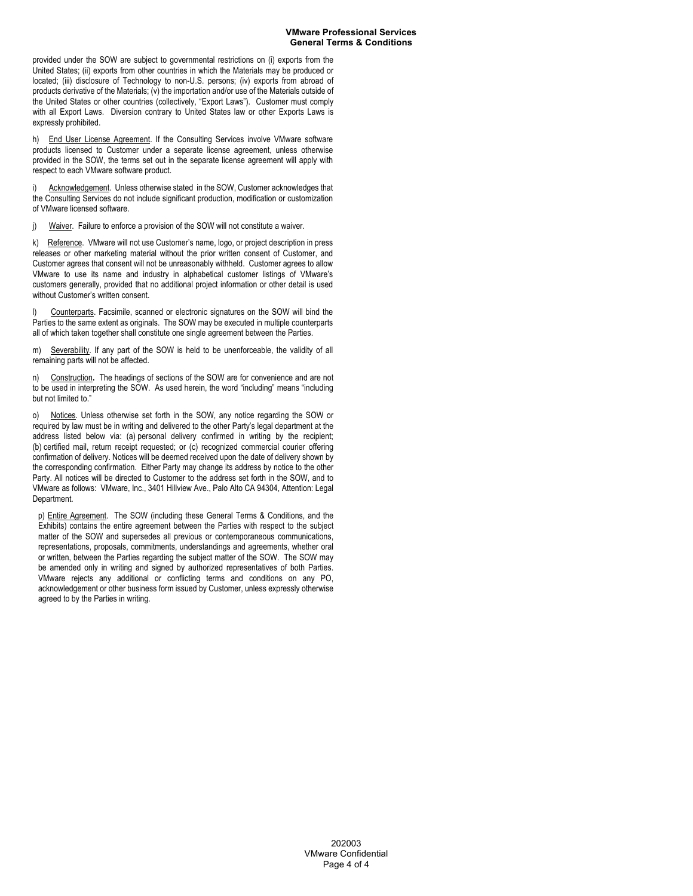provided under the SOW are subject to governmental restrictions on (i) exports from the United States; (ii) exports from other countries in which the Materials may be produced or located; (iii) disclosure of Technology to non-U.S. persons; (iv) exports from abroad of products derivative of the Materials; (v) the importation and/or use of the Materials outside of the United States or other countries (collectively, "Export Laws"). Customer must comply with all Export Laws. Diversion contrary to United States law or other Exports Laws is expressly prohibited.

h) End User License Agreement. If the Consulting Services involve VMware software products licensed to Customer under a separate license agreement, unless otherwise provided in the SOW, the terms set out in the separate license agreement will apply with respect to each VMware software product.

i) Acknowledgement. Unless otherwise stated in the SOW, Customer acknowledges that the Consulting Services do not include significant production, modification or customization of VMware licensed software.

j) Waiver. Failure to enforce a provision of the SOW will not constitute a waiver.

k) Reference. VMware will not use Customer's name, logo, or project description in press releases or other marketing material without the prior written consent of Customer, and Customer agrees that consent will not be unreasonably withheld. Customer agrees to allow VMware to use its name and industry in alphabetical customer listings of VMware's customers generally, provided that no additional project information or other detail is used without Customer's written consent.

l) Counterparts. Facsimile, scanned or electronic signatures on the SOW will bind the Parties to the same extent as originals. The SOW may be executed in multiple counterparts all of which taken together shall constitute one single agreement between the Parties.

m) Severability. If any part of the SOW is held to be unenforceable, the validity of all remaining parts will not be affected.

n) Construction. The headings of sections of the SOW are for convenience and are not to be used in interpreting the SOW. As used herein, the word "including" means "including but not limited to."

o) Notices. Unless otherwise set forth in the SOW, any notice regarding the SOW or required by law must be in writing and delivered to the other Party's legal department at the address listed below via: (a) personal delivery confirmed in writing by the recipient; (b) certified mail, return receipt requested; or (c) recognized commercial courier offering confirmation of delivery. Notices will be deemed received upon the date of delivery shown by the corresponding confirmation. Either Party may change its address by notice to the other Party. All notices will be directed to Customer to the address set forth in the SOW, and to VMware as follows: VMware, Inc., 3401 Hillview Ave., Palo Alto CA 94304, Attention: Legal Department.

p) Entire Agreement. The SOW (including these General Terms & Conditions, and the Exhibits) contains the entire agreement between the Parties with respect to the subject matter of the SOW and supersedes all previous or contemporaneous communications, representations, proposals, commitments, understandings and agreements, whether oral or written, between the Parties regarding the subject matter of the SOW. The SOW may be amended only in writing and signed by authorized representatives of both Parties. VMware rejects any additional or conflicting terms and conditions on any PO, acknowledgement or other business form issued by Customer, unless expressly otherwise agreed to by the Parties in writing.